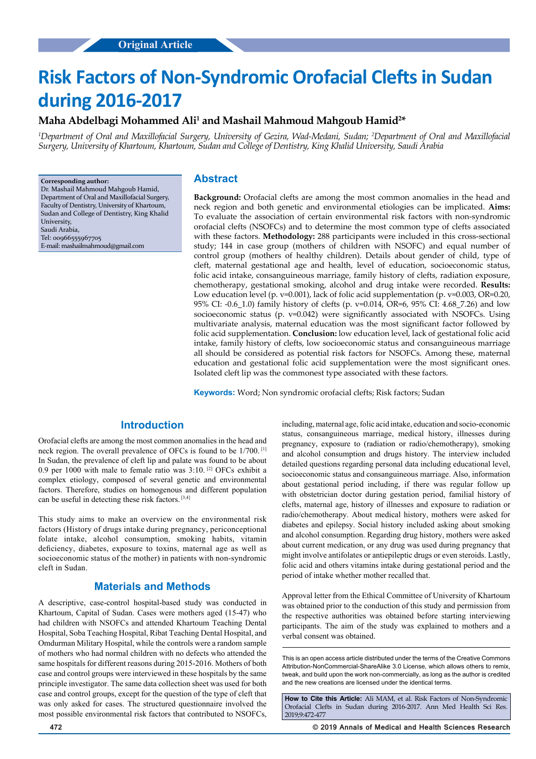Original Article

# Risk Factors of Non-Syndromic Orofacial Clefts in Sudan during 2016-2017

**Maha Abdelbagi Mohammed Ali[1] and Mashail Mahmoud Mahgoub Hamid[2]***

*[1]Department of Oral and Maxillofacial Surgery, University of Gezira, Wad-Medani, Sudan; [2]Department of Oral and Maxillofacial Surgery, University of Khartoum, Khartoum, Sudan and College of Dentistry, King Khalid University, Saudi Arabia*

**Corresponding author:**
Dr. Mashail Mahmoud Mahgoub Hamid,
Department of Oral and Maxillofacial Surgery,
Faculty of Dentistry, University of Khartoum,
Sudan and College of Dentistry, King Khalid University,
Saudi Arabia,
Tel: 00966555967705
E-mail: mashailmahmoud@gmail.com

## Abstract

**Background:** Orofacial clefts are among the most common anomalies in the head and neck region and both genetic and environmental etiologies can be implicated. **Aims:** To evaluate the association of certain environmental risk factors with non-syndromic orofacial clefts (NSOFCs) and to determine the most common type of clefts associated with these factors. **Methodology:** 288 participants were included in this cross-sectional study; 144 in case group (mothers of children with NSOFC) and equal number of control group (mothers of healthy children). Details about gender of child, type of cleft, maternal gestational age and health, level of education, socioeconomic status, folic acid intake, consanguineous marriage, family history of clefts, radiation exposure, chemotherapy, gestational smoking, alcohol and drug intake were recorded. **Results:** Low education level (p. v=0.001), lack of folic acid supplementation (p. v=0.003, OR=0.20, 95% CI: -0.6_1.0) family history of clefts (p. v=0.014, OR=6, 95% CI: 4.68_7.26) and low socioeconomic status (p. v=0.042) were significantly associated with NSOFCs. Using multivariate analysis, maternal education was the most significant factor followed by folic acid supplementation. **Conclusion:** low education level, lack of gestational folic acid intake, family history of clefts, low socioeconomic status and consanguineous marriage all should be considered as potential risk factors for NSOFCs. Among these, maternal education and gestational folic acid supplementation were the most significant ones. Isolated cleft lip was the commonest type associated with these factors.

**Keywords:** Word; Non syndromic orofacial clefts; Risk factors; Sudan

## Introduction

Orofacial clefts are among the most common anomalies in the head and neck region. The overall prevalence of OFCs is found to be 1/700. [1] In Sudan, the prevalence of cleft lip and palate was found to be about 0.9 per 1000 with male to female ratio was 3:10. [2] OFCs exhibit a complex etiology, composed of several genetic and environmental factors. Therefore, studies on homogenous and different population can be useful in detecting these risk factors. [3,4]

This study aims to make an overview on the environmental risk factors (History of drugs intake during pregnancy, periconceptional folate intake, alcohol consumption, smoking habits, vitamin deficiency, diabetes, exposure to toxins, maternal age as well as socioeconomic status of the mother) in patients with non-syndromic cleft in Sudan.

## Materials and Methods

A descriptive, case-control hospital-based study was conducted in Khartoum, Capital of Sudan. Cases were mothers aged (15-47) who had children with NSOFCs and attended Khartoum Teaching Dental Hospital, Soba Teaching Hospital, Ribat Teaching Dental Hospital, and Omdurman Military Hospital, while the controls were a random sample of mothers who had normal children with no defects who attended the same hospitals for different reasons during 2015-2016. Mothers of both case and control groups were interviewed in these hospitals by the same principle investigator. The same data collection sheet was used for both case and control groups, except for the question of the type of cleft that was only asked for cases. The structured questionnaire involved the most possible environmental risk factors that contributed to NSOFCs, including, maternal age, folic acid intake, education and socio-economic status, consanguineous marriage, medical history, illnesses during pregnancy, exposure to (radiation or radio/chemotherapy), smoking and alcohol consumption and drugs history. The interview included detailed questions regarding personal data including educational level, socioeconomic status and consanguineous marriage. Also, information about gestational period including, if there was regular follow up with obstetrician doctor during gestation period, familial history of clefts, maternal age, history of illnesses and exposure to radiation or radio/chemotherapy. About medical history, mothers were asked for diabetes and epilepsy. Social history included asking about smoking and alcohol consumption. Regarding drug history, mothers were asked about current medication, or any drug was used during pregnancy that might involve antifolates or antiepileptic drugs or even steroids. Lastly, folic acid and others vitamins intake during gestational period and the period of intake whether mother recalled that.

Approval letter from the Ethical Committee of University of Khartoum was obtained prior to the conduction of this study and permission from the respective authorities was obtained before starting interviewing participants. The aim of the study was explained to mothers and a verbal consent was obtained.

This is an open access article distributed under the terms of the Creative Commons Attribution-NonCommercial-ShareAlike 3.0 License, which allows others to remix, tweak, and build upon the work non-commercially, as long as the author is credited and the new creations are licensed under the identical terms.

**How to Cite this Article:** Ali MAM, et al. Risk Factors of Non-Syndromic Orofacial Clefts in Sudan during 2016-2017. Ann Med Health Sci Res. 2019;9:472-477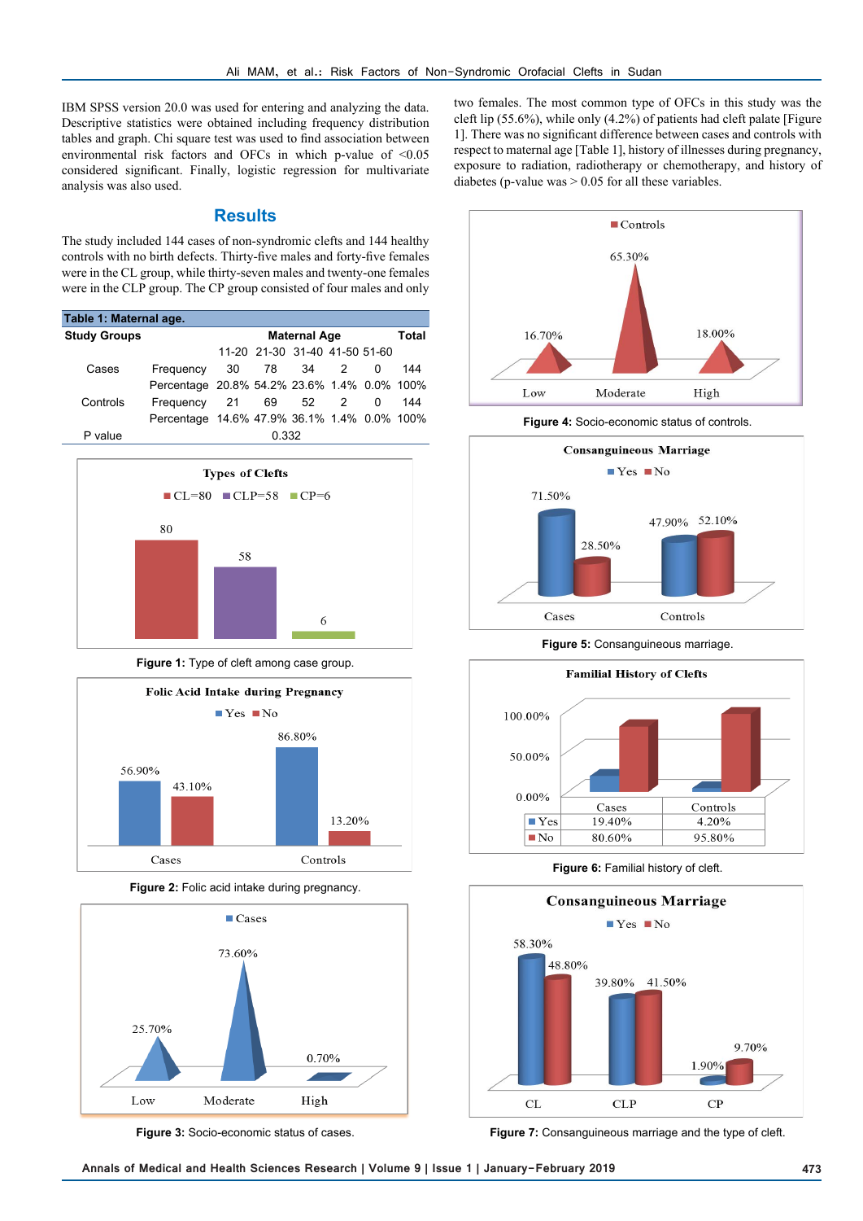IBM SPSS version 20.0 was used for entering and analyzing the data. Descriptive statistics were obtained including frequency distribution tables and graph. Chi square test was used to find association between environmental risk factors and OFCs in which p-value of <0.05 considered significant. Finally, logistic regression for multivariate analysis was also used.

## Results

The study included 144 cases of non-syndromic clefts and 144 healthy controls with no birth defects. Thirty-five males and forty-five females were in the CL group, while thirty-seven males and twenty-one females were in the CLP group. The CP group consisted of four males and only two females. The most common type of OFCs in this study was the cleft lip (55.6%), while only (4.2%) of patients had cleft palate [Figure 1]. There was no significant difference between cases and controls with respect to maternal age [Table 1], history of illnesses during pregnancy, exposure to radiation, radiotherapy or chemotherapy, and history of diabetes (p-value was > 0.05 for all these variables.

**Table 1: Maternal age.**

| Study Groups | | Maternal Age | | | | | Total |
|---|---|---|---|---|---|---|---|
| | | 11-20 | 21-30 | 31-40 | 41-50 | 51-60 | |
| Cases | Frequency | 30 | 78 | 34 | 2 | 0 | 144 |
| | Percentage | 20.8% | 54.2% | 23.6% | 1.4% | 0.0% | 100% |
| Controls | Frequency | 21 | 69 | 52 | 2 | 0 | 144 |
| | Percentage | 14.6% | 47.9% | 36.1% | 1.4% | 0.0% | 100% |
| P value | | 0.332 | | | | | |

**Figure 1:** Type of cleft among case group.

**Figure 2:** Folic acid intake during pregnancy.

**Figure 3:** Socio-economic status of cases.

**Figure 4:** Socio-economic status of controls.

**Figure 5:** Consanguineous marriage.

**Figure 6:** Familial history of cleft.

**Figure 7:** Consanguineous marriage and the type of cleft.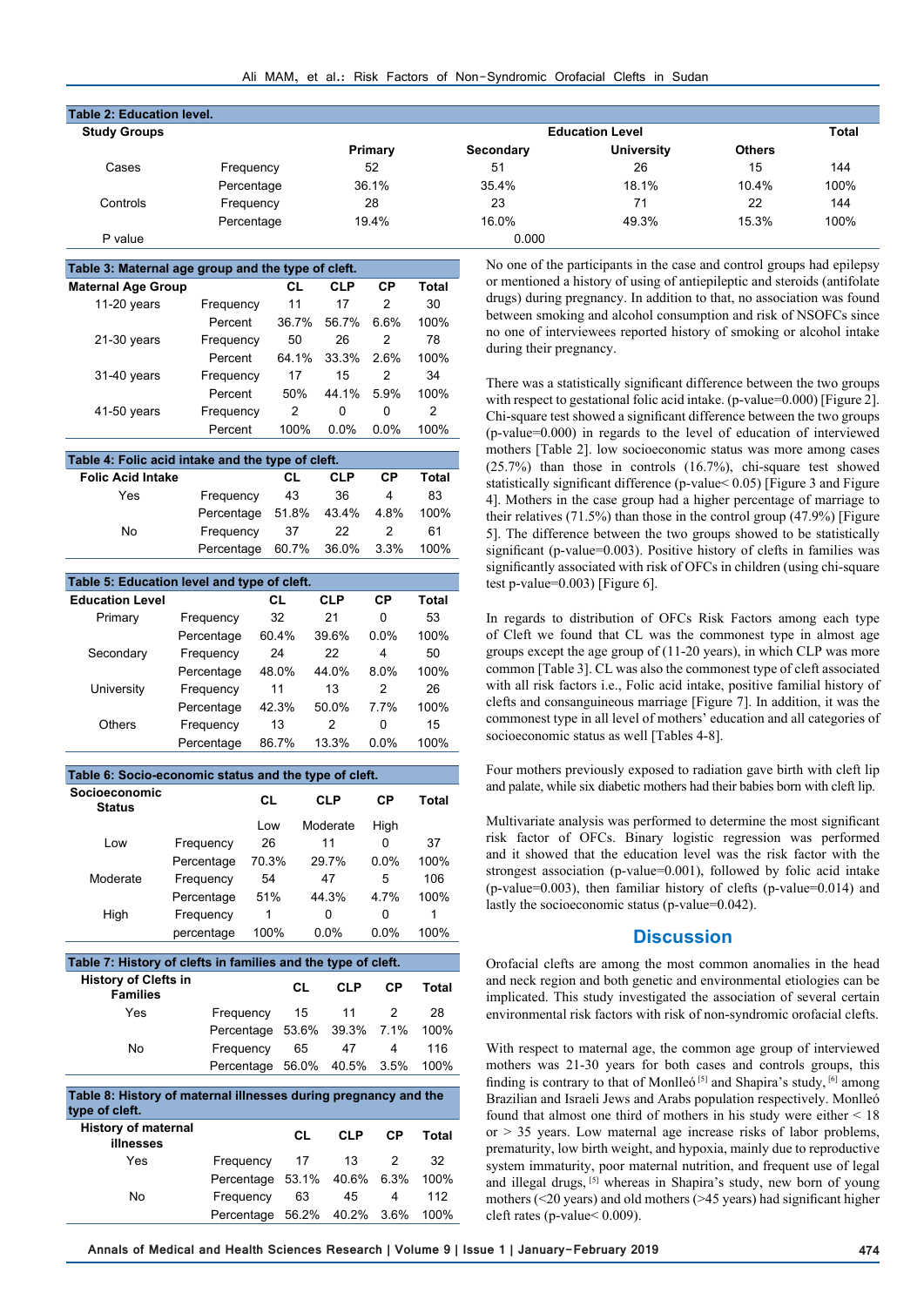**Table 2: Education level.**

| Study Groups | | Education Level | | | | Total |
|---|---|---|---|---|---|---|
| | | Primary | Secondary | University | Others | |
| Cases | Frequency | 52 | 51 | 26 | 15 | 144 |
| | Percentage | 36.1% | 35.4% | 18.1% | 10.4% | 100% |
| Controls | Frequency | 28 | 23 | 71 | 22 | 144 |
| | Percentage | 19.4% | 16.0% | 49.3% | 15.3% | 100% |
| P value | | | 0.000 | | | |

**Table 3: Maternal age group and the type of cleft.**

| Maternal Age Group | | CL | CLP | CP | Total |
|---|---|---|---|---|---|
| 11-20 years | Frequency | 11 | 17 | 2 | 30 |
| | Percent | 36.7% | 56.7% | 6.6% | 100% |
| 21-30 years | Frequency | 50 | 26 | 2 | 78 |
| | Percent | 64.1% | 33.3% | 2.6% | 100% |
| 31-40 years | Frequency | 17 | 15 | 2 | 34 |
| | Percent | 50% | 44.1% | 5.9% | 100% |
| 41-50 years | Frequency | 2 | 0 | 0 | 2 |
| | Percent | 100% | 0.0% | 0.0% | 100% |

**Table 4: Folic acid intake and the type of cleft.**

| Folic Acid Intake | | CL | CLP | CP | Total |
|---|---|---|---|---|---|
| Yes | Frequency | 43 | 36 | 4 | 83 |
| | Percentage | 51.8% | 43.4% | 4.8% | 100% |
| No | Frequency | 37 | 22 | 2 | 61 |
| | Percentage | 60.7% | 36.0% | 3.3% | 100% |

**Table 5: Education level and type of cleft.**

| Education Level | | CL | CLP | CP | Total |
|---|---|---|---|---|---|
| Primary | Frequency | 32 | 21 | 0 | 53 |
| | Percentage | 60.4% | 39.6% | 0.0% | 100% |
| Secondary | Frequency | 24 | 22 | 4 | 50 |
| | Percentage | 48.0% | 44.0% | 8.0% | 100% |
| University | Frequency | 11 | 13 | 2 | 26 |
| | Percentage | 42.3% | 50.0% | 7.7% | 100% |
| Others | Frequency | 13 | 2 | 0 | 15 |
| | Percentage | 86.7% | 13.3% | 0.0% | 100% |

**Table 6: Socio-economic status and the type of cleft.**

| Socioeconomic Status | | CL | CLP | CP | Total |
|---|---|---|---|---|---|
| | | Low | Moderate | High | |
| Low | Frequency | 26 | 11 | 0 | 37 |
| | Percentage | 70.3% | 29.7% | 0.0% | 100% |
| Moderate | Frequency | 54 | 47 | 5 | 106 |
| | Percentage | 51% | 44.3% | 4.7% | 100% |
| High | Frequency | 1 | 0 | 0 | 1 |
| | percentage | 100% | 0.0% | 0.0% | 100% |

**Table 7: History of clefts in families and the type of cleft.**

| History of Clefts in Families | | CL | CLP | CP | Total |
|---|---|---|---|---|---|
| Yes | Frequency | 15 | 11 | 2 | 28 |
| | Percentage | 53.6% | 39.3% | 7.1% | 100% |
| No | Frequency | 65 | 47 | 4 | 116 |
| | Percentage | 56.0% | 40.5% | 3.5% | 100% |

**Table 8: History of maternal illnesses during pregnancy and the type of cleft.**

| History of maternal illnesses | | CL | CLP | CP | Total |
|---|---|---|---|---|---|
| Yes | Frequency | 17 | 13 | 2 | 32 |
| | Percentage | 53.1% | 40.6% | 6.3% | 100% |
| No | Frequency | 63 | 45 | 4 | 112 |
| | Percentage | 56.2% | 40.2% | 3.6% | 100% |

No one of the participants in the case and control groups had epilepsy or mentioned a history of using of antiepileptic and steroids (antifolate drugs) during pregnancy. In addition to that, no association was found between smoking and alcohol consumption and risk of NSOFCs since no one of interviewees reported history of smoking or alcohol intake during their pregnancy.

There was a statistically significant difference between the two groups with respect to gestational folic acid intake. (p-value=0.000) [Figure 2]. Chi-square test showed a significant difference between the two groups (p-value=0.000) in regards to the level of education of interviewed mothers [Table 2]. low socioeconomic status was more among cases (25.7%) than those in controls (16.7%), chi-square test showed statistically significant difference (p-value< 0.05) [Figure 3 and Figure 4]. Mothers in the case group had a higher percentage of marriage to their relatives (71.5%) than those in the control group (47.9%) [Figure 5]. The difference between the two groups showed to be statistically significant (p-value=0.003). Positive history of clefts in families was significantly associated with risk of OFCs in children (using chi-square test p-value=0.003) [Figure 6].

In regards to distribution of OFCs Risk Factors among each type of Cleft we found that CL was the commonest type in almost age groups except the age group of (11-20 years), in which CLP was more common [Table 3]. CL was also the commonest type of cleft associated with all risk factors i.e., Folic acid intake, positive familial history of clefts and consanguineous marriage [Figure 7]. In addition, it was the commonest type in all level of mothers' education and all categories of socioeconomic status as well [Tables 4-8].

Four mothers previously exposed to radiation gave birth with cleft lip and palate, while six diabetic mothers had their babies born with cleft lip.

Multivariate analysis was performed to determine the most significant risk factor of OFCs. Binary logistic regression was performed and it showed that the education level was the risk factor with the strongest association (p-value=0.001), followed by folic acid intake (p-value=0.003), then familiar history of clefts (p-value=0.014) and lastly the socioeconomic status (p-value=0.042).

## Discussion

Orofacial clefts are among the most common anomalies in the head and neck region and both genetic and environmental etiologies can be implicated. This study investigated the association of several certain environmental risk factors with risk of non-syndromic orofacial clefts.

With respect to maternal age, the common age group of interviewed mothers was 21-30 years for both cases and controls groups, this finding is contrary to that of Monlleó [5] and Shapira's study, [6] among Brazilian and Israeli Jews and Arabs population respectively. Monlleó found that almost one third of mothers in his study were either < 18 or > 35 years. Low maternal age increase risks of labor problems, prematurity, low birth weight, and hypoxia, mainly due to reproductive system immaturity, poor maternal nutrition, and frequent use of legal and illegal drugs, [5] whereas in Shapira's study, new born of young mothers (<20 years) and old mothers (>45 years) had significant higher cleft rates (p-value< 0.009).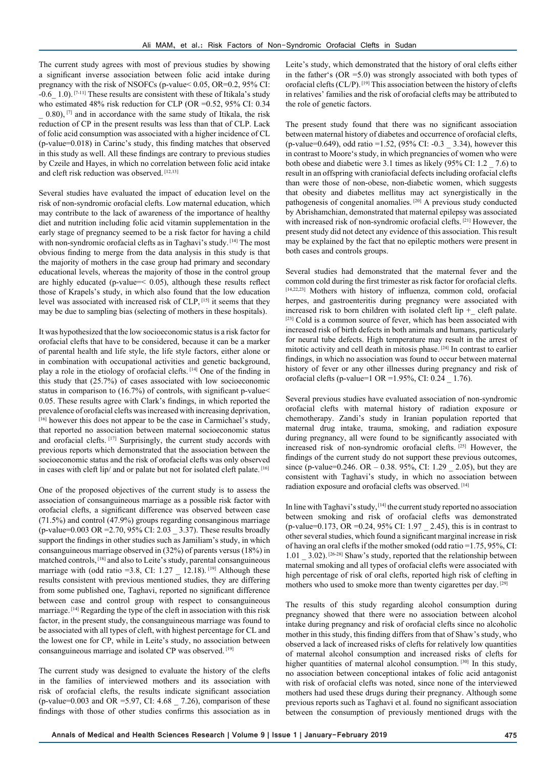The current study agrees with most of previous studies by showing a significant inverse association between folic acid intake during pregnancy with the risk of NSOFCs (p-value< 0.05, OR=0.2, 95% CI: -0.6_ 1.0).[7-11] These results are consistent with these of Itikala's study who estimated 48% risk reduction for CLP (OR =0.52, 95% CI: 0.34 _ 0.80),[7] and in accordance with the same study of Itikala, the risk reduction of CP in the present results was less than that of CLP. Lack of folic acid consumption was associated with a higher incidence of CL (p-value=0.018) in Carinc's study, this finding matches that observed in this study as well. All these findings are contrary to previous studies by Czeile and Hayes, in which no correlation between folic acid intake and cleft risk reduction was observed.[12,13]

Several studies have evaluated the impact of education level on the risk of non-syndromic orofacial clefts. Low maternal education, which may contribute to the lack of awareness of the importance of healthy diet and nutrition including folic acid vitamin supplementation in the early stage of pregnancy seemed to be a risk factor for having a child with non-syndromic orofacial clefts as in Taghavi's study.[14] The most obvious finding to merge from the data analysis in this study is that the majority of mothers in the case group had primary and secondary educational levels, whereas the majority of those in the control group are highly educated (p-value=< 0.05), although these results reflect those of Krapels's study, in which also found that the low education level was associated with increased risk of CLP,[15] it seems that they may be due to sampling bias (selecting of mothers in these hospitals).

It was hypothesized that the low socioeconomic status is a risk factor for orofacial clefts that have to be considered, because it can be a marker of parental health and life style, the life style factors, either alone or in combination with occupational activities and genetic background, play a role in the etiology of orofacial clefts.[14] One of the finding in this study that (25.7%) of cases associated with low socioeconomic status in comparison to (16.7%) of controls, with significant p-value< 0.05. These results agree with Clark's findings, in which reported the prevalence of orofacial clefts was increased with increasing deprivation,[16] however this does not appear to be the case in Carmichael's study, that reported no association between maternal socioeconomic status and orofacial clefts.[17] Surprisingly, the current study accords with previous reports which demonstrated that the association between the socioeconomic status and the risk of orofacial clefts was only observed in cases with cleft lip/ and or palate but not for isolated cleft palate.[16]

One of the proposed objectives of the current study is to assess the association of consanguineous marriage as a possible risk factor with orofacial clefts, a significant difference was observed between case (71.5%) and control (47.9%) groups regarding consanginous marriage (p-value=0.003 OR =2.70, 95% CI: 2.03 _ 3.37). These results broadly support the findings in other studies such as Jamiliam's study, in which consanguineous marriage observed in (32%) of parents versus (18%) in matched controls,[18] and also to Leite's study, parental consanguineous marriage with (odd ratio =3.8, CI: 1.27 _ 12.18).[19] Although these results consistent with previous mentioned studies, they are differing from some published one, Taghavi, reported no significant difference between case and control group with respect to consanguineous marriage.[14] Regarding the type of the cleft in association with this risk factor, in the present study, the consanguineous marriage was found to be associated with all types of cleft, with highest percentage for CL and the lowest one for CP, while in Leite's study, no association between consanguineous marriage and isolated CP was observed.[19]

The current study was designed to evaluate the history of the clefts in the families of interviewed mothers and its association with risk of orofacial clefts, the results indicate significant association (p-value=0.003 and OR =5.97, CI: 4.68 _ 7.26), comparison of these findings with those of other studies confirms this association as in Leite's study, which demonstrated that the history of oral clefts either in the father's (OR =5.0) was strongly associated with both types of orofacial clefts (CL/P).[19] This association between the history of clefts in relatives' families and the risk of orofacial clefts may be attributed to the role of genetic factors.

The present study found that there was no significant association between maternal history of diabetes and occurrence of orofacial clefts, (p-value=0.649), odd ratio =1.52, (95% CI: -0.3 _ 3.34), however this in contrast to Moore's study, in which pregnancies of women who were both obese and diabetic were 3.1 times as likely (95% CI: 1.2 _ 7.6) to result in an offspring with craniofacial defects including orofacial clefts than were those of non-obese, non-diabetic women, which suggests that obesity and diabetes mellitus may act synergistically in the pathogenesis of congenital anomalies.[20] A previous study conducted by Abrishamchian, demonstrated that maternal epilepsy was associated with increased risk of non-syndromic orofacial clefts.[21] However, the present study did not detect any evidence of this association. This result may be explained by the fact that no epileptic mothers were present in both cases and controls groups.

Several studies had demonstrated that the maternal fever and the common cold during the first trimester as risk factor for orofacial clefts.[14,22,23] Mothers with history of influenza, common cold, orofacial herpes, and gastroenteritis during pregnancy were associated with increased risk to born children with isolated cleft lip +_ cleft palate.[23] Cold is a common source of fever, which has been associated with increased risk of birth defects in both animals and humans, particularly for neural tube defects. High temperature may result in the arrest of mitotic activity and cell death in mitosis phase.[24] In contrast to earlier findings, in which no association was found to occur between maternal history of fever or any other illnesses during pregnancy and risk of orofacial clefts (p-value=1 OR =1.95%, CI: 0.24 _ 1.76).

Several previous studies have evaluated association of non-syndromic orofacial clefts with maternal history of radiation exposure or chemotherapy. Zandi's study in Iranian population reported that maternal drug intake, trauma, smoking, and radiation exposure during pregnancy, all were found to be significantly associated with increased risk of non-syndromic orofacial clefts.[25] However, the findings of the current study do not support these previous outcomes, since (p-value=0.246. OR – 0.38. 95%, CI: 1.29 _ 2.05), but they are consistent with Taghavi's study, in which no association between radiation exposure and orofacial clefts was observed.[14]

In line with Taghavi's study,[14] the current study reported no association between smoking and risk of orofacial clefts was demonstrated (p-value=0.173, OR =0.24, 95% CI: 1.97 _ 2.45), this is in contrast to other several studies, which found a significant marginal increase in risk of having an oral clefts if the mother smoked (odd ratio =1.75, 95%, CI: 1.01 _ 3.02).[26-28] Shaw's study, reported that the relationship between maternal smoking and all types of orofacial clefts were associated with high percentage of risk of oral clefts, reported high risk of clefting in mothers who used to smoke more than twenty cigarettes per day.[29]

The results of this study regarding alcohol consumption during pregnancy showed that there were no association between alcohol intake during pregnancy and risk of orofacial clefts since no alcoholic mother in this study, this finding differs from that of Shaw's study, who observed a lack of increased risks of clefts for relatively low quantities of maternal alcohol consumption and increased risks of clefts for higher quantities of maternal alcohol consumption.[30] In this study, no association between conceptional intakes of folic acid antagonist with risk of orofacial clefts was noted, since none of the interviewed mothers had used these drugs during their pregnancy. Although some previous reports such as Taghavi et al. found no significant association between the consumption of previously mentioned drugs with the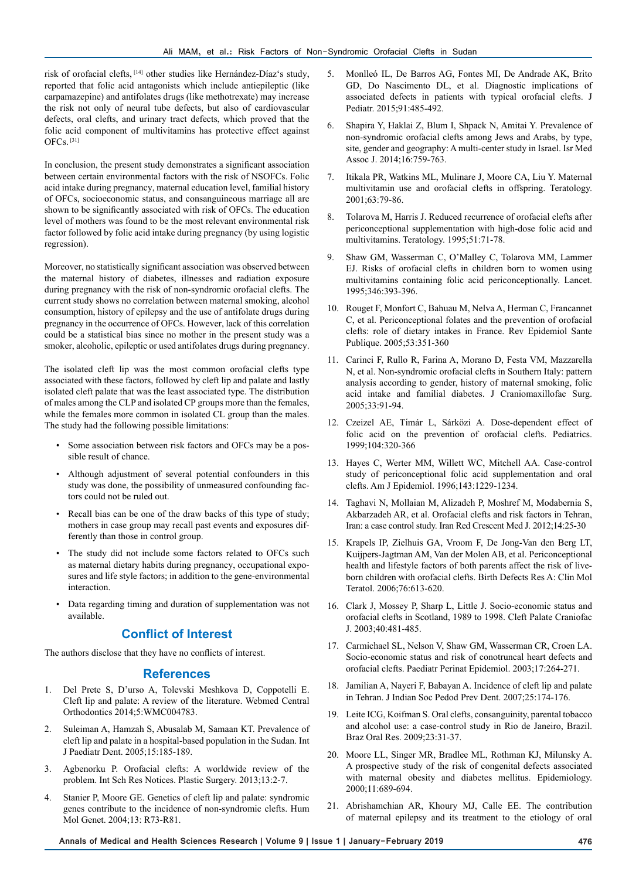risk of orofacial clefts,[14] other studies like Hernández-Díaz's study, reported that folic acid antagonists which include antiepileptic (like carpamazepine) and antifolates drugs (like methotrexate) may increase the risk not only of neural tube defects, but also of cardiovascular defects, oral clefts, and urinary tract defects, which proved that the folic acid component of multivitamins has protective effect against OFCs.[31]

In conclusion, the present study demonstrates a significant association between certain environmental factors with the risk of NSOFCs. Folic acid intake during pregnancy, maternal education level, familial history of OFCs, socioeconomic status, and consanguineous marriage all are shown to be significantly associated with risk of OFCs. The education level of mothers was found to be the most relevant environmental risk factor followed by folic acid intake during pregnancy (by using logistic regression).

Moreover, no statistically significant association was observed between the maternal history of diabetes, illnesses and radiation exposure during pregnancy with the risk of non-syndromic orofacial clefts. The current study shows no correlation between maternal smoking, alcohol consumption, history of epilepsy and the use of antifolate drugs during pregnancy in the occurrence of OFCs. However, lack of this correlation could be a statistical bias since no mother in the present study was a smoker, alcoholic, epileptic or used antifolates drugs during pregnancy.

The isolated cleft lip was the most common orofacial clefts type associated with these factors, followed by cleft lip and palate and lastly isolated cleft palate that was the least associated type. The distribution of males among the CLP and isolated CP groups more than the females, while the females more common in isolated CL group than the males. The study had the following possible limitations:

- Some association between risk factors and OFCs may be a possible result of chance.
- Although adjustment of several potential confounders in this study was done, the possibility of unmeasured confounding factors could not be ruled out.
- Recall bias can be one of the draw backs of this type of study; mothers in case group may recall past events and exposures differently than those in control group.
- The study did not include some factors related to OFCs such as maternal dietary habits during pregnancy, occupational exposures and life style factors; in addition to the gene-environmental interaction.
- Data regarding timing and duration of supplementation was not available.

## Conflict of Interest

The authors disclose that they have no conflicts of interest.

## References

1. Del Prete S, D'urso A, Tolevski Meshkova D, Coppotelli E. Cleft lip and palate: A review of the literature. Webmed Central Orthodontics 2014;5:WMC004783.
2. Suleiman A, Hamzah S, Abusalab M, Samaan KT. Prevalence of cleft lip and palate in a hospital-based population in the Sudan. Int J Paediatr Dent. 2005;15:185-189.
3. Agbenorku P. Orofacial clefts: A worldwide review of the problem. Int Sch Res Notices. Plastic Surgery. 2013;13:2-7.
4. Stanier P, Moore GE. Genetics of cleft lip and palate: syndromic genes contribute to the incidence of non-syndromic clefts. Hum Mol Genet. 2004;13: R73-R81.
5. Monlleó IL, De Barros AG, Fontes MI, De Andrade AK, Brito GD, Do Nascimento DL, et al. Diagnostic implications of associated defects in patients with typical orofacial clefts. J Pediatr. 2015;91:485-492.
6. Shapira Y, Haklai Z, Blum I, Shpack N, Amitai Y. Prevalence of non-syndromic orofacial clefts among Jews and Arabs, by type, site, gender and geography: A multi-center study in Israel. Isr Med Assoc J. 2014;16:759-763.
7. Itikala PR, Watkins ML, Mulinare J, Moore CA, Liu Y. Maternal multivitamin use and orofacial clefts in offspring. Teratology. 2001;63:79-86.
8. Tolarova M, Harris J. Reduced recurrence of orofacial clefts after periconceptional supplementation with high-dose folic acid and multivitamins. Teratology. 1995;51:71-78.
9. Shaw GM, Wasserman C, O'Malley C, Tolarova MM, Lammer EJ. Risks of orofacial clefts in children born to women using multivitamins containing folic acid periconceptionally. Lancet. 1995;346:393-396.
10. Rouget F, Monfort C, Bahuau M, Nelva A, Herman C, Francannet C, et al. Periconceptional folates and the prevention of orofacial clefts: role of dietary intakes in France. Rev Epidemiol Sante Publique. 2005;53:351-360
11. Carinci F, Rullo R, Farina A, Morano D, Festa VM, Mazzarella N, et al. Non-syndromic orofacial clefts in Southern Italy: pattern analysis according to gender, history of maternal smoking, folic acid intake and familial diabetes. J Craniomaxillofac Surg. 2005;33:91-94.
12. Czeizel AE, Tímár L, Sárközi A. Dose-dependent effect of folic acid on the prevention of orofacial clefts. Pediatrics. 1999;104:320-366
13. Hayes C, Werter MM, Willett WC, Mitchell AA. Case-control study of periconceptional folic acid supplementation and oral clefts. Am J Epidemiol. 1996;143:1229-1234.
14. Taghavi N, Mollaian M, Alizadeh P, Moshref M, Modabernia S, Akbarzadeh AR, et al. Orofacial clefts and risk factors in Tehran, Iran: a case control study. Iran Red Crescent Med J. 2012;14:25-30
15. Krapels IP, Zielhuis GA, Vroom F, De Jong-Van den Berg LT, Kuijpers-Jagtman AM, Van der Molen AB, et al. Periconceptional health and lifestyle factors of both parents affect the risk of live-born children with orofacial clefts. Birth Defects Res A: Clin Mol Teratol. 2006;76:613-620.
16. Clark J, Mossey P, Sharp L, Little J. Socio-economic status and orofacial clefts in Scotland, 1989 to 1998. Cleft Palate Craniofac J. 2003;40:481-485.
17. Carmichael SL, Nelson V, Shaw GM, Wasserman CR, Croen LA. Socio-economic status and risk of conotruncal heart defects and orofacial clefts. Paediatr Perinat Epidemiol. 2003;17:264-271.
18. Jamilian A, Nayeri F, Babayan A. Incidence of cleft lip and palate in Tehran. J Indian Soc Pedod Prev Dent. 2007;25:174-176.
19. Leite ICG, Koifman S. Oral clefts, consanguinity, parental tobacco and alcohol use: a case-control study in Rio de Janeiro, Brazil. Braz Oral Res. 2009;23:31-37.
20. Moore LL, Singer MR, Bradlee ML, Rothman KJ, Milunsky A. A prospective study of the risk of congenital defects associated with maternal obesity and diabetes mellitus. Epidemiology. 2000;11:689-694.
21. Abrishamchian AR, Khoury MJ, Calle EE. The contribution of maternal epilepsy and its treatment to the etiology of oral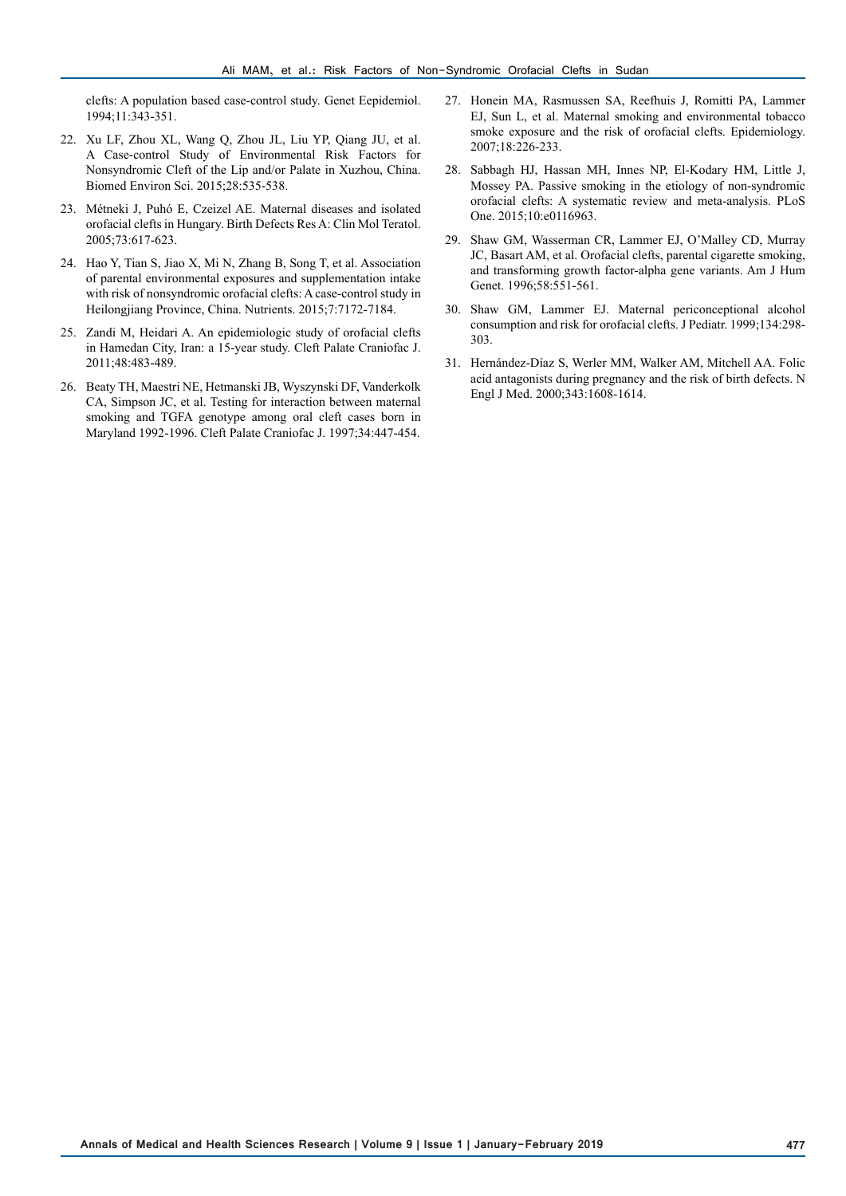clefts: A population based case-control study. Genet Eepidemiol. 1994;11:343-351.

22. Xu LF, Zhou XL, Wang Q, Zhou JL, Liu YP, Qiang JU, et al. A Case-control Study of Environmental Risk Factors for Nonsyndromic Cleft of the Lip and/or Palate in Xuzhou, China. Biomed Environ Sci. 2015;28:535-538.

23. Métneki J, Puhó E, Czeizel AE. Maternal diseases and isolated orofacial clefts in Hungary. Birth Defects Res A: Clin Mol Teratol. 2005;73:617-623.

24. Hao Y, Tian S, Jiao X, Mi N, Zhang B, Song T, et al. Association of parental environmental exposures and supplementation intake with risk of nonsyndromic orofacial clefts: A case-control study in Heilongjiang Province, China. Nutrients. 2015;7:7172-7184.

25. Zandi M, Heidari A. An epidemiologic study of orofacial clefts in Hamedan City, Iran: a 15-year study. Cleft Palate Craniofac J. 2011;48:483-489.

26. Beaty TH, Maestri NE, Hetmanski JB, Wyszynski DF, Vanderkolk CA, Simpson JC, et al. Testing for interaction between maternal smoking and TGFA genotype among oral cleft cases born in Maryland 1992-1996. Cleft Palate Craniofac J. 1997;34:447-454.

27. Honein MA, Rasmussen SA, Reefhuis J, Romitti PA, Lammer EJ, Sun L, et al. Maternal smoking and environmental tobacco smoke exposure and the risk of orofacial clefts. Epidemiology. 2007;18:226-233.

28. Sabbagh HJ, Hassan MH, Innes NP, El-Kodary HM, Little J, Mossey PA. Passive smoking in the etiology of non-syndromic orofacial clefts: A systematic review and meta-analysis. PLoS One. 2015;10:e0116963.

29. Shaw GM, Wasserman CR, Lammer EJ, O'Malley CD, Murray JC, Basart AM, et al. Orofacial clefts, parental cigarette smoking, and transforming growth factor-alpha gene variants. Am J Hum Genet. 1996;58:551-561.

30. Shaw GM, Lammer EJ. Maternal periconceptional alcohol consumption and risk for orofacial clefts. J Pediatr. 1999;134:298-303.

31. Hernández-Díaz S, Werler MM, Walker AM, Mitchell AA. Folic acid antagonists during pregnancy and the risk of birth defects. N Engl J Med. 2000;343:1608-1614.